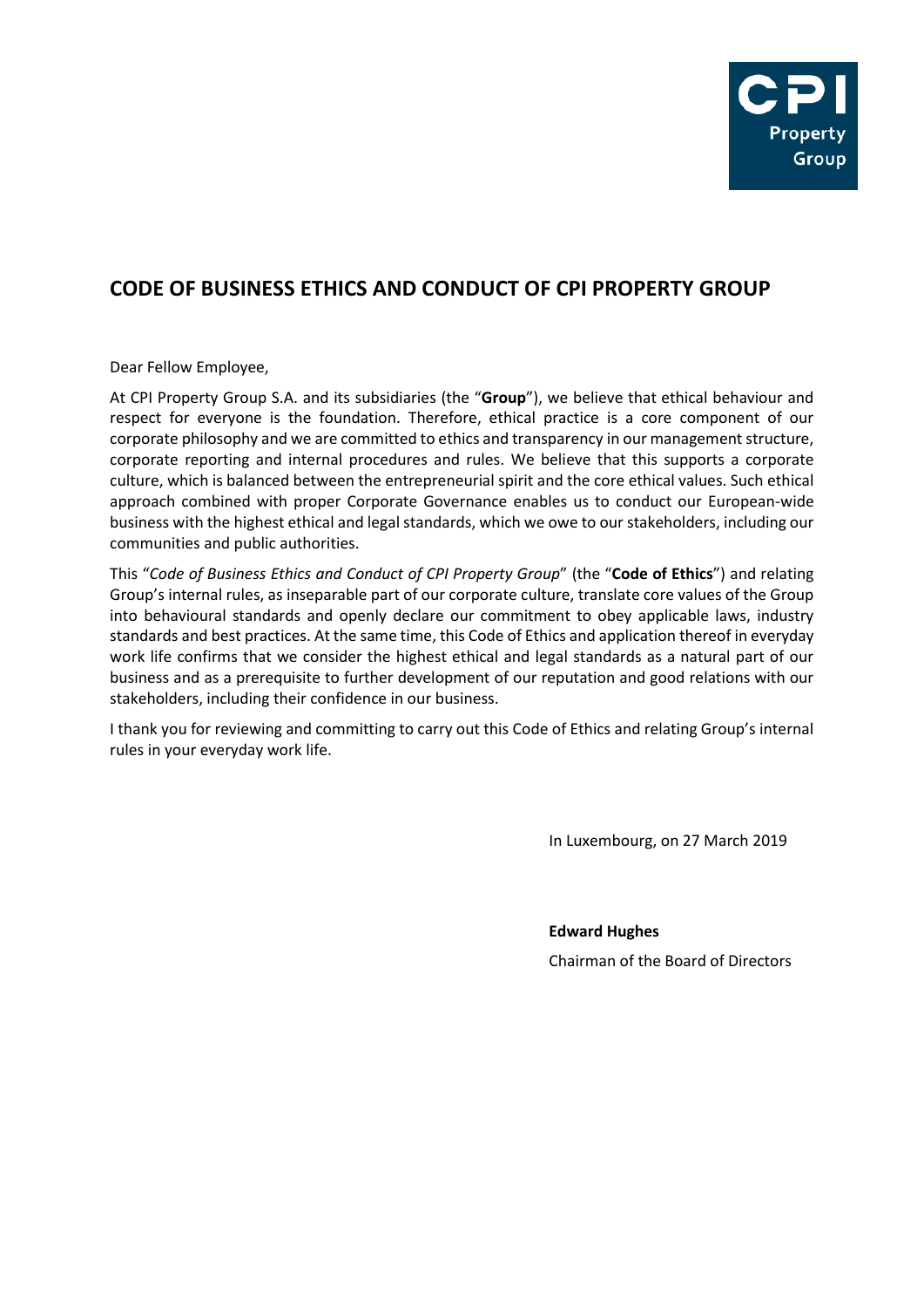# CODE OF BUSINESS ETHICS AND CONDUCT OF CPI PROPERTY GROUP

Dear Fellow Employee,

At CPI Property Group S.A. and its subsidiaries (the "**Group**"), we believe that ethical behaviour and respect for everyone is the foundation. Therefore, ethical practice is a core component of our corporate philosophy and we are committed to ethics and transparency in our management structure, corporate reporting and internal procedures and rules. We believe that this supports a corporate culture, which is balanced between the entrepreneurial spirit and the core ethical values. Such ethical approach combined with proper Corporate Governance enables us to conduct our European-wide business with the highest ethical and legal standards, which we owe to our stakeholders, including our communities and public authorities.

This "*Code of Business Ethics and Conduct of CPI Property Group*" (the "**Code of Ethics**") and relating Group's internal rules, as inseparable part of our corporate culture, translate core values of the Group into behavioural standards and openly declare our commitment to obey applicable laws, industry standards and best practices. At the same time, this Code of Ethics and application thereof in everyday work life confirms that we consider the highest ethical and legal standards as a natural part of our business and as a prerequisite to further development of our reputation and good relations with our stakeholders, including their confidence in our business.

I thank you for reviewing and committing to carry out this Code of Ethics and relating Group's internal rules in your everyday work life.

In Luxembourg, on 27 March 2019

**Edward Hughes**

Chairman of the Board of Directors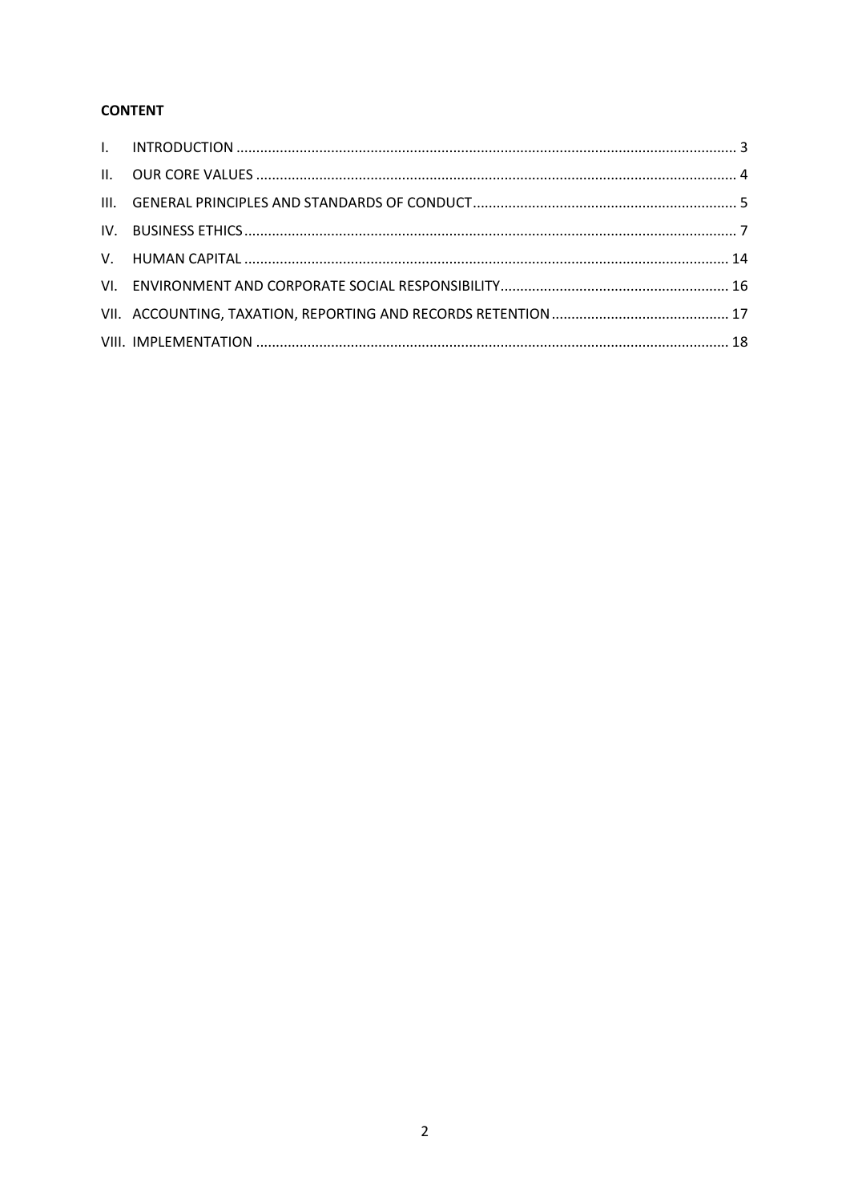**CONTENT**

| | | |
|---|---|---|
| I. | INTRODUCTION | 3 |
| II. | OUR CORE VALUES | 4 |
| III. | GENERAL PRINCIPLES AND STANDARDS OF CONDUCT | 5 |
| IV. | BUSINESS ETHICS | 7 |
| V. | HUMAN CAPITAL | 14 |
| VI. | ENVIRONMENT AND CORPORATE SOCIAL RESPONSIBILITY | 16 |
| VII. | ACCOUNTING, TAXATION, REPORTING AND RECORDS RETENTION | 17 |
| VIII. | IMPLEMENTATION | 18 |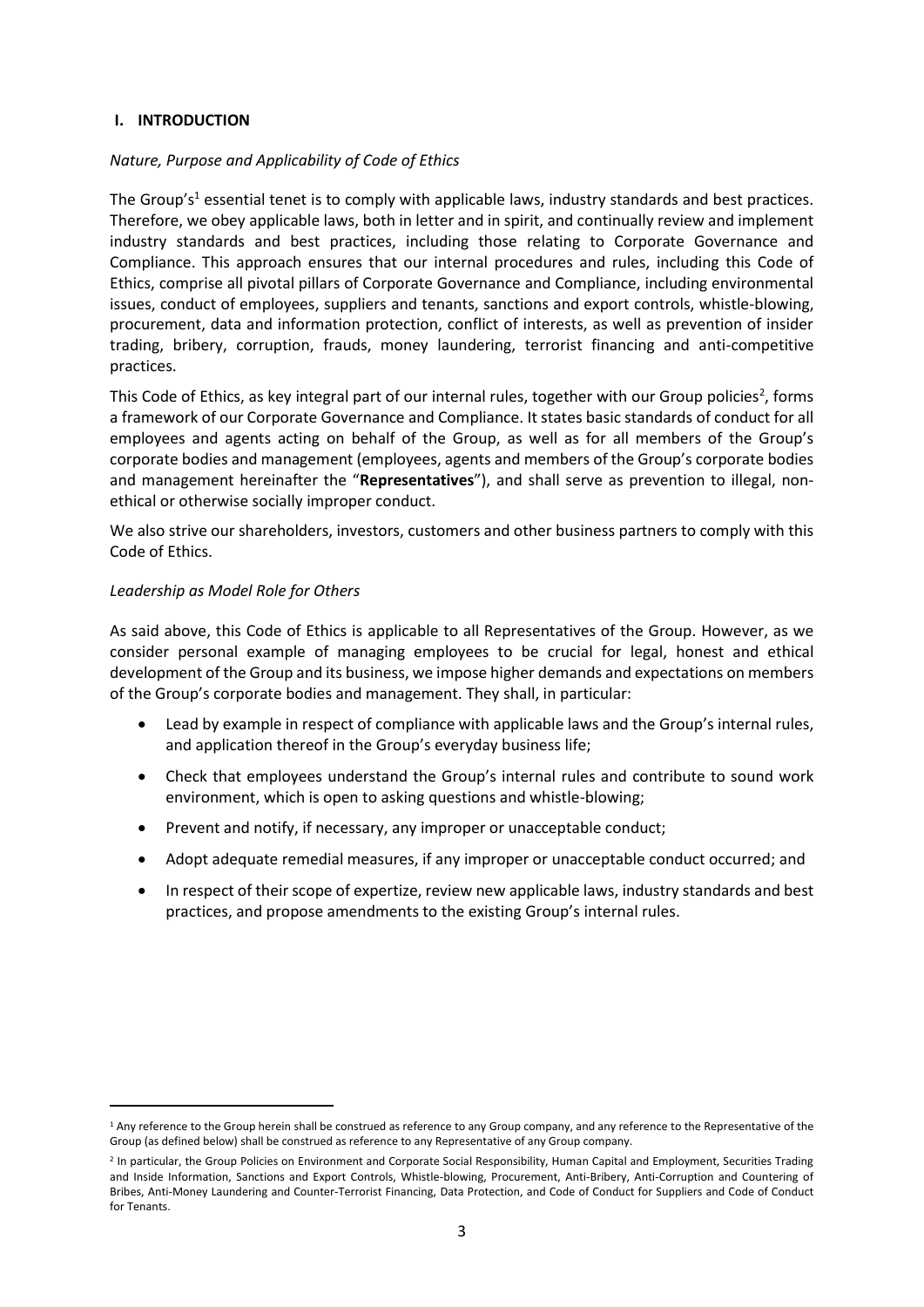## I. INTRODUCTION

*Nature, Purpose and Applicability of Code of Ethics*

The Group's[1] essential tenet is to comply with applicable laws, industry standards and best practices. Therefore, we obey applicable laws, both in letter and in spirit, and continually review and implement industry standards and best practices, including those relating to Corporate Governance and Compliance. This approach ensures that our internal procedures and rules, including this Code of Ethics, comprise all pivotal pillars of Corporate Governance and Compliance, including environmental issues, conduct of employees, suppliers and tenants, sanctions and export controls, whistle-blowing, procurement, data and information protection, conflict of interests, as well as prevention of insider trading, bribery, corruption, frauds, money laundering, terrorist financing and anti-competitive practices.

This Code of Ethics, as key integral part of our internal rules, together with our Group policies[2], forms a framework of our Corporate Governance and Compliance. It states basic standards of conduct for all employees and agents acting on behalf of the Group, as well as for all members of the Group's corporate bodies and management (employees, agents and members of the Group's corporate bodies and management hereinafter the "**Representatives**"), and shall serve as prevention to illegal, non-ethical or otherwise socially improper conduct.

We also strive our shareholders, investors, customers and other business partners to comply with this Code of Ethics.

*Leadership as Model Role for Others*

As said above, this Code of Ethics is applicable to all Representatives of the Group. However, as we consider personal example of managing employees to be crucial for legal, honest and ethical development of the Group and its business, we impose higher demands and expectations on members of the Group's corporate bodies and management. They shall, in particular:

- Lead by example in respect of compliance with applicable laws and the Group's internal rules, and application thereof in the Group's everyday business life;
- Check that employees understand the Group's internal rules and contribute to sound work environment, which is open to asking questions and whistle-blowing;
- Prevent and notify, if necessary, any improper or unacceptable conduct;
- Adopt adequate remedial measures, if any improper or unacceptable conduct occurred; and
- In respect of their scope of expertize, review new applicable laws, industry standards and best practices, and propose amendments to the existing Group's internal rules.

---

[1] Any reference to the Group herein shall be construed as reference to any Group company, and any reference to the Representative of the Group (as defined below) shall be construed as reference to any Representative of any Group company.

[2] In particular, the Group Policies on Environment and Corporate Social Responsibility, Human Capital and Employment, Securities Trading and Inside Information, Sanctions and Export Controls, Whistle-blowing, Procurement, Anti-Bribery, Anti-Corruption and Countering of Bribes, Anti-Money Laundering and Counter-Terrorist Financing, Data Protection, and Code of Conduct for Suppliers and Code of Conduct for Tenants.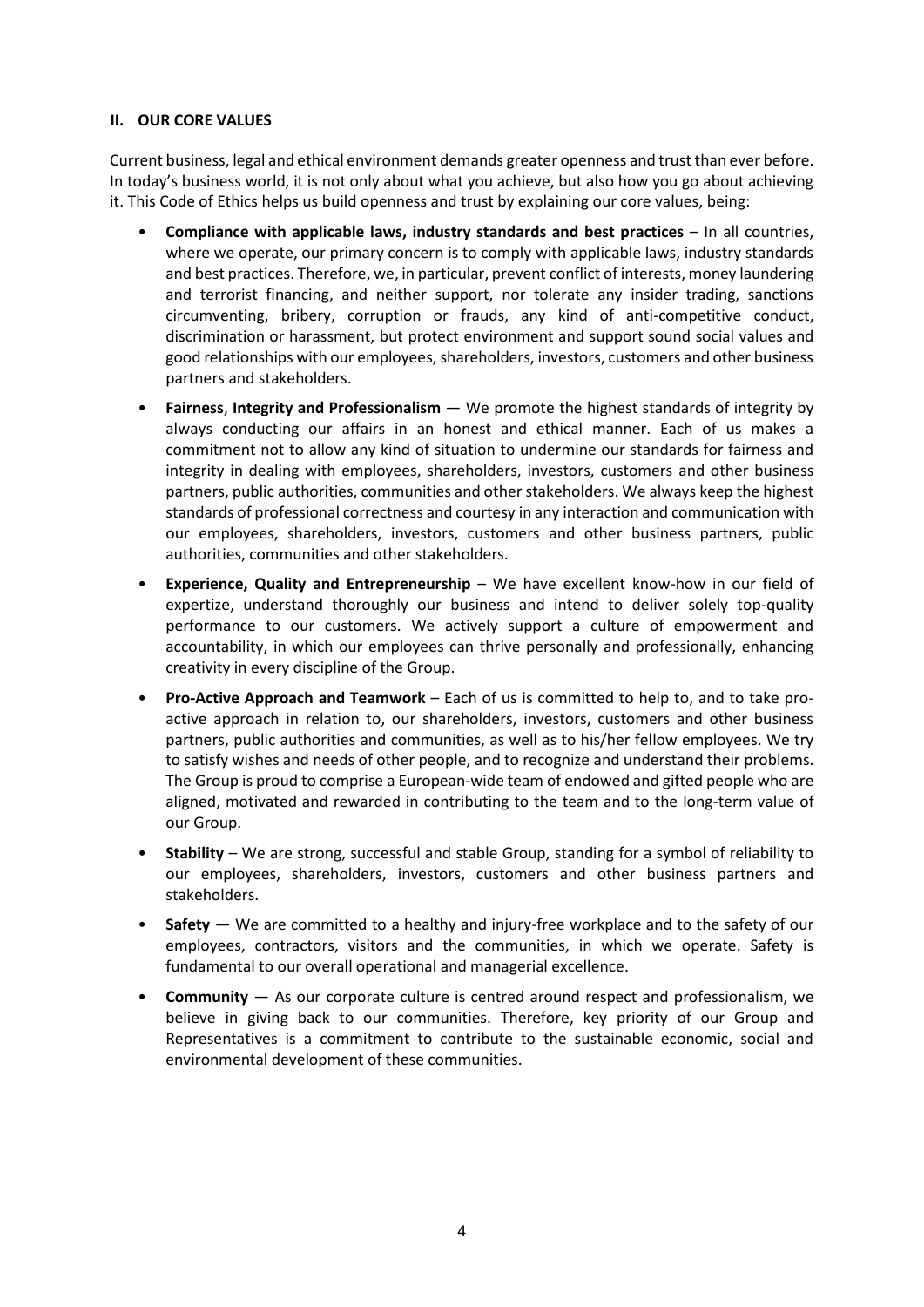## II. OUR CORE VALUES

Current business, legal and ethical environment demands greater openness and trust than ever before. In today's business world, it is not only about what you achieve, but also how you go about achieving it. This Code of Ethics helps us build openness and trust by explaining our core values, being:

- **Compliance with applicable laws, industry standards and best practices** – In all countries, where we operate, our primary concern is to comply with applicable laws, industry standards and best practices. Therefore, we, in particular, prevent conflict of interests, money laundering and terrorist financing, and neither support, nor tolerate any insider trading, sanctions circumventing, bribery, corruption or frauds, any kind of anti-competitive conduct, discrimination or harassment, but protect environment and support sound social values and good relationships with our employees, shareholders, investors, customers and other business partners and stakeholders.
- **Fairness**, **Integrity and Professionalism** — We promote the highest standards of integrity by always conducting our affairs in an honest and ethical manner. Each of us makes a commitment not to allow any kind of situation to undermine our standards for fairness and integrity in dealing with employees, shareholders, investors, customers and other business partners, public authorities, communities and other stakeholders. We always keep the highest standards of professional correctness and courtesy in any interaction and communication with our employees, shareholders, investors, customers and other business partners, public authorities, communities and other stakeholders.
- **Experience, Quality and Entrepreneurship** – We have excellent know-how in our field of expertize, understand thoroughly our business and intend to deliver solely top-quality performance to our customers. We actively support a culture of empowerment and accountability, in which our employees can thrive personally and professionally, enhancing creativity in every discipline of the Group.
- **Pro-Active Approach and Teamwork** – Each of us is committed to help to, and to take pro-active approach in relation to, our shareholders, investors, customers and other business partners, public authorities and communities, as well as to his/her fellow employees. We try to satisfy wishes and needs of other people, and to recognize and understand their problems. The Group is proud to comprise a European-wide team of endowed and gifted people who are aligned, motivated and rewarded in contributing to the team and to the long-term value of our Group.
- **Stability** – We are strong, successful and stable Group, standing for a symbol of reliability to our employees, shareholders, investors, customers and other business partners and stakeholders.
- **Safety** — We are committed to a healthy and injury-free workplace and to the safety of our employees, contractors, visitors and the communities, in which we operate. Safety is fundamental to our overall operational and managerial excellence.
- **Community** — As our corporate culture is centred around respect and professionalism, we believe in giving back to our communities. Therefore, key priority of our Group and Representatives is a commitment to contribute to the sustainable economic, social and environmental development of these communities.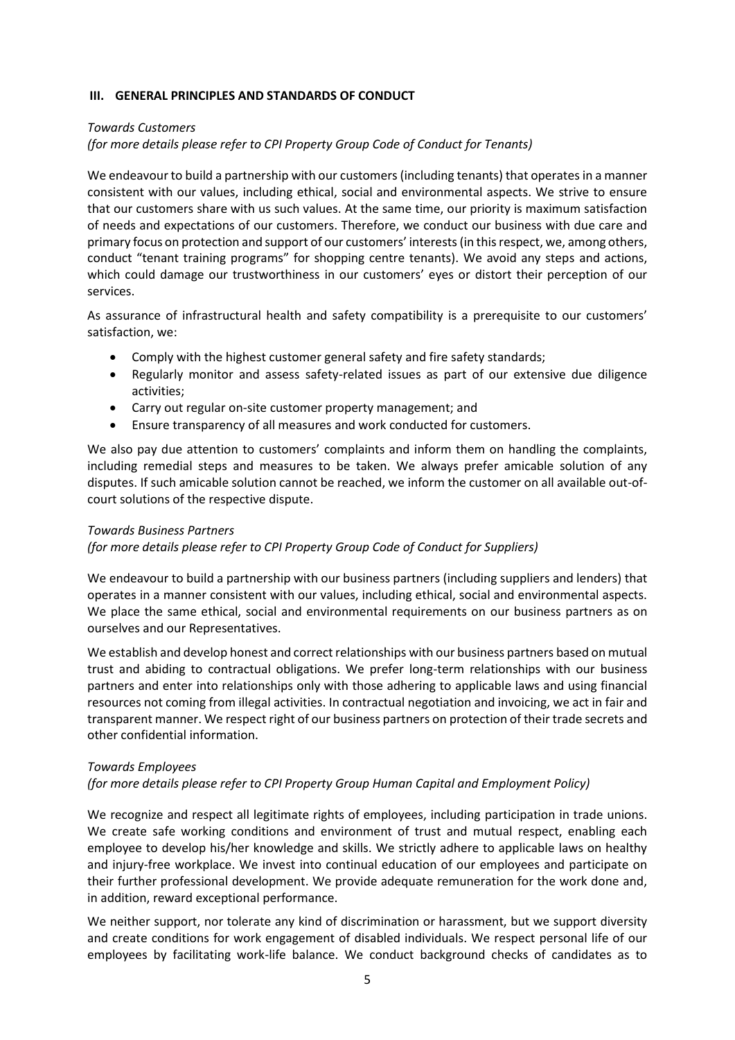## III. GENERAL PRINCIPLES AND STANDARDS OF CONDUCT

*Towards Customers*

*(for more details please refer to CPI Property Group Code of Conduct for Tenants)*

We endeavour to build a partnership with our customers (including tenants) that operates in a manner consistent with our values, including ethical, social and environmental aspects. We strive to ensure that our customers share with us such values. At the same time, our priority is maximum satisfaction of needs and expectations of our customers. Therefore, we conduct our business with due care and primary focus on protection and support of our customers' interests (in this respect, we, among others, conduct "tenant training programs" for shopping centre tenants). We avoid any steps and actions, which could damage our trustworthiness in our customers' eyes or distort their perception of our services.

As assurance of infrastructural health and safety compatibility is a prerequisite to our customers' satisfaction, we:

- Comply with the highest customer general safety and fire safety standards;
- Regularly monitor and assess safety-related issues as part of our extensive due diligence activities;
- Carry out regular on-site customer property management; and
- Ensure transparency of all measures and work conducted for customers.

We also pay due attention to customers' complaints and inform them on handling the complaints, including remedial steps and measures to be taken. We always prefer amicable solution of any disputes. If such amicable solution cannot be reached, we inform the customer on all available out-of-court solutions of the respective dispute.

*Towards Business Partners*

*(for more details please refer to CPI Property Group Code of Conduct for Suppliers)*

We endeavour to build a partnership with our business partners (including suppliers and lenders) that operates in a manner consistent with our values, including ethical, social and environmental aspects. We place the same ethical, social and environmental requirements on our business partners as on ourselves and our Representatives.

We establish and develop honest and correct relationships with our business partners based on mutual trust and abiding to contractual obligations. We prefer long-term relationships with our business partners and enter into relationships only with those adhering to applicable laws and using financial resources not coming from illegal activities. In contractual negotiation and invoicing, we act in fair and transparent manner. We respect right of our business partners on protection of their trade secrets and other confidential information.

*Towards Employees*

*(for more details please refer to CPI Property Group Human Capital and Employment Policy)*

We recognize and respect all legitimate rights of employees, including participation in trade unions. We create safe working conditions and environment of trust and mutual respect, enabling each employee to develop his/her knowledge and skills. We strictly adhere to applicable laws on healthy and injury-free workplace. We invest into continual education of our employees and participate on their further professional development. We provide adequate remuneration for the work done and, in addition, reward exceptional performance.

We neither support, nor tolerate any kind of discrimination or harassment, but we support diversity and create conditions for work engagement of disabled individuals. We respect personal life of our employees by facilitating work-life balance. We conduct background checks of candidates as to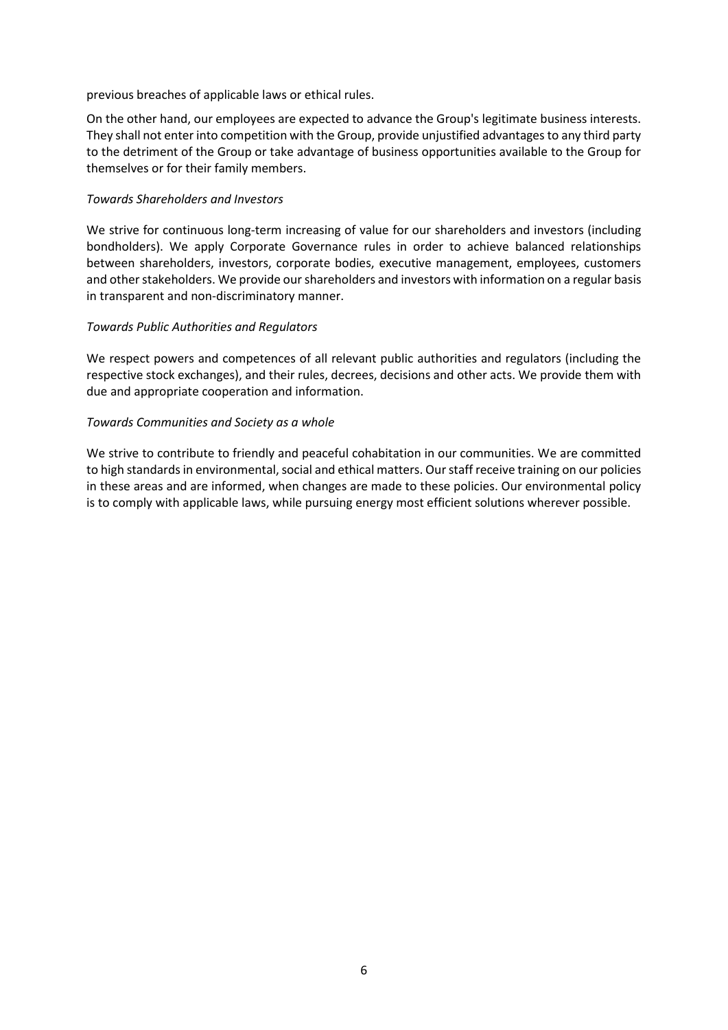previous breaches of applicable laws or ethical rules.

On the other hand, our employees are expected to advance the Group's legitimate business interests. They shall not enter into competition with the Group, provide unjustified advantages to any third party to the detriment of the Group or take advantage of business opportunities available to the Group for themselves or for their family members.

*Towards Shareholders and Investors*

We strive for continuous long-term increasing of value for our shareholders and investors (including bondholders). We apply Corporate Governance rules in order to achieve balanced relationships between shareholders, investors, corporate bodies, executive management, employees, customers and other stakeholders. We provide our shareholders and investors with information on a regular basis in transparent and non-discriminatory manner.

*Towards Public Authorities and Regulators*

We respect powers and competences of all relevant public authorities and regulators (including the respective stock exchanges), and their rules, decrees, decisions and other acts. We provide them with due and appropriate cooperation and information.

*Towards Communities and Society as a whole*

We strive to contribute to friendly and peaceful cohabitation in our communities. We are committed to high standards in environmental, social and ethical matters. Our staff receive training on our policies in these areas and are informed, when changes are made to these policies. Our environmental policy is to comply with applicable laws, while pursuing energy most efficient solutions wherever possible.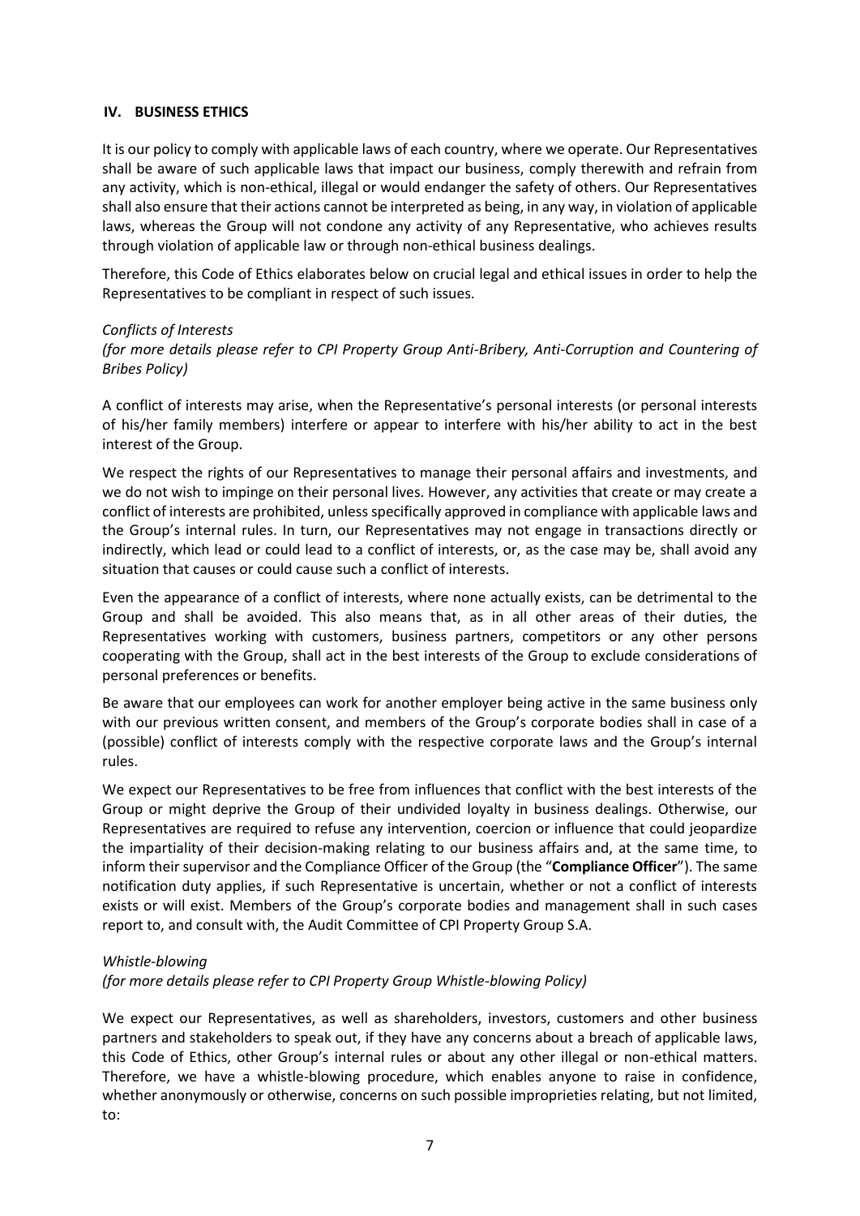## IV. BUSINESS ETHICS

It is our policy to comply with applicable laws of each country, where we operate. Our Representatives shall be aware of such applicable laws that impact our business, comply therewith and refrain from any activity, which is non-ethical, illegal or would endanger the safety of others. Our Representatives shall also ensure that their actions cannot be interpreted as being, in any way, in violation of applicable laws, whereas the Group will not condone any activity of any Representative, who achieves results through violation of applicable law or through non-ethical business dealings.

Therefore, this Code of Ethics elaborates below on crucial legal and ethical issues in order to help the Representatives to be compliant in respect of such issues.

*Conflicts of Interests*
*(for more details please refer to CPI Property Group Anti-Bribery, Anti-Corruption and Countering of Bribes Policy)*

A conflict of interests may arise, when the Representative's personal interests (or personal interests of his/her family members) interfere or appear to interfere with his/her ability to act in the best interest of the Group.

We respect the rights of our Representatives to manage their personal affairs and investments, and we do not wish to impinge on their personal lives. However, any activities that create or may create a conflict of interests are prohibited, unless specifically approved in compliance with applicable laws and the Group's internal rules. In turn, our Representatives may not engage in transactions directly or indirectly, which lead or could lead to a conflict of interests, or, as the case may be, shall avoid any situation that causes or could cause such a conflict of interests.

Even the appearance of a conflict of interests, where none actually exists, can be detrimental to the Group and shall be avoided. This also means that, as in all other areas of their duties, the Representatives working with customers, business partners, competitors or any other persons cooperating with the Group, shall act in the best interests of the Group to exclude considerations of personal preferences or benefits.

Be aware that our employees can work for another employer being active in the same business only with our previous written consent, and members of the Group's corporate bodies shall in case of a (possible) conflict of interests comply with the respective corporate laws and the Group's internal rules.

We expect our Representatives to be free from influences that conflict with the best interests of the Group or might deprive the Group of their undivided loyalty in business dealings. Otherwise, our Representatives are required to refuse any intervention, coercion or influence that could jeopardize the impartiality of their decision-making relating to our business affairs and, at the same time, to inform their supervisor and the Compliance Officer of the Group (the "**Compliance Officer**"). The same notification duty applies, if such Representative is uncertain, whether or not a conflict of interests exists or will exist. Members of the Group's corporate bodies and management shall in such cases report to, and consult with, the Audit Committee of CPI Property Group S.A.

*Whistle-blowing*
*(for more details please refer to CPI Property Group Whistle-blowing Policy)*

We expect our Representatives, as well as shareholders, investors, customers and other business partners and stakeholders to speak out, if they have any concerns about a breach of applicable laws, this Code of Ethics, other Group's internal rules or about any other illegal or non-ethical matters. Therefore, we have a whistle-blowing procedure, which enables anyone to raise in confidence, whether anonymously or otherwise, concerns on such possible improprieties relating, but not limited, to: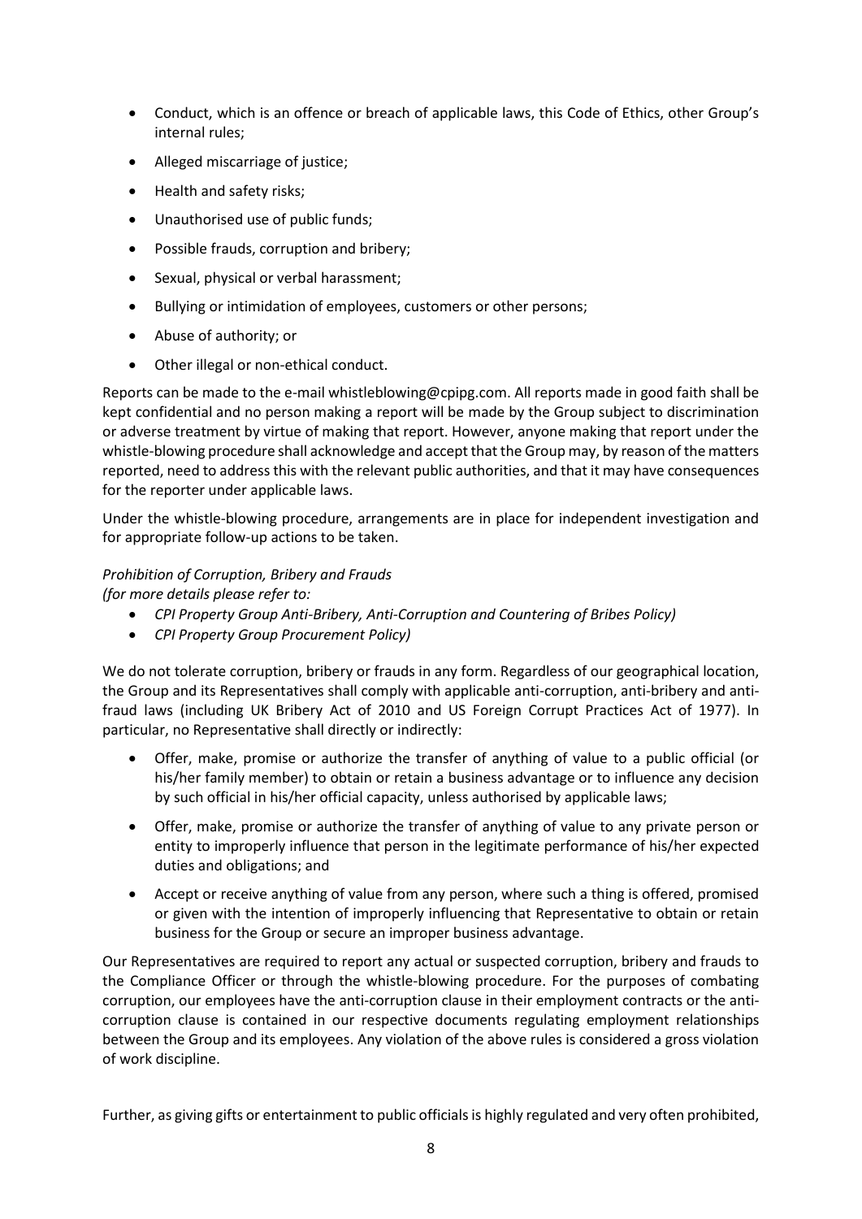- Conduct, which is an offence or breach of applicable laws, this Code of Ethics, other Group's internal rules;
- Alleged miscarriage of justice;
- Health and safety risks;
- Unauthorised use of public funds;
- Possible frauds, corruption and bribery;
- Sexual, physical or verbal harassment;
- Bullying or intimidation of employees, customers or other persons;
- Abuse of authority; or
- Other illegal or non-ethical conduct.

Reports can be made to the e-mail whistleblowing@cpipg.com. All reports made in good faith shall be kept confidential and no person making a report will be made by the Group subject to discrimination or adverse treatment by virtue of making that report. However, anyone making that report under the whistle-blowing procedure shall acknowledge and accept that the Group may, by reason of the matters reported, need to address this with the relevant public authorities, and that it may have consequences for the reporter under applicable laws.

Under the whistle-blowing procedure, arrangements are in place for independent investigation and for appropriate follow-up actions to be taken.

*Prohibition of Corruption, Bribery and Frauds*
*(for more details please refer to:*

- *CPI Property Group Anti-Bribery, Anti-Corruption and Countering of Bribes Policy)*
- *CPI Property Group Procurement Policy)*

We do not tolerate corruption, bribery or frauds in any form. Regardless of our geographical location, the Group and its Representatives shall comply with applicable anti-corruption, anti-bribery and anti-fraud laws (including UK Bribery Act of 2010 and US Foreign Corrupt Practices Act of 1977). In particular, no Representative shall directly or indirectly:

- Offer, make, promise or authorize the transfer of anything of value to a public official (or his/her family member) to obtain or retain a business advantage or to influence any decision by such official in his/her official capacity, unless authorised by applicable laws;
- Offer, make, promise or authorize the transfer of anything of value to any private person or entity to improperly influence that person in the legitimate performance of his/her expected duties and obligations; and
- Accept or receive anything of value from any person, where such a thing is offered, promised or given with the intention of improperly influencing that Representative to obtain or retain business for the Group or secure an improper business advantage.

Our Representatives are required to report any actual or suspected corruption, bribery and frauds to the Compliance Officer or through the whistle-blowing procedure. For the purposes of combating corruption, our employees have the anti-corruption clause in their employment contracts or the anti-corruption clause is contained in our respective documents regulating employment relationships between the Group and its employees. Any violation of the above rules is considered a gross violation of work discipline.

Further, as giving gifts or entertainment to public officials is highly regulated and very often prohibited,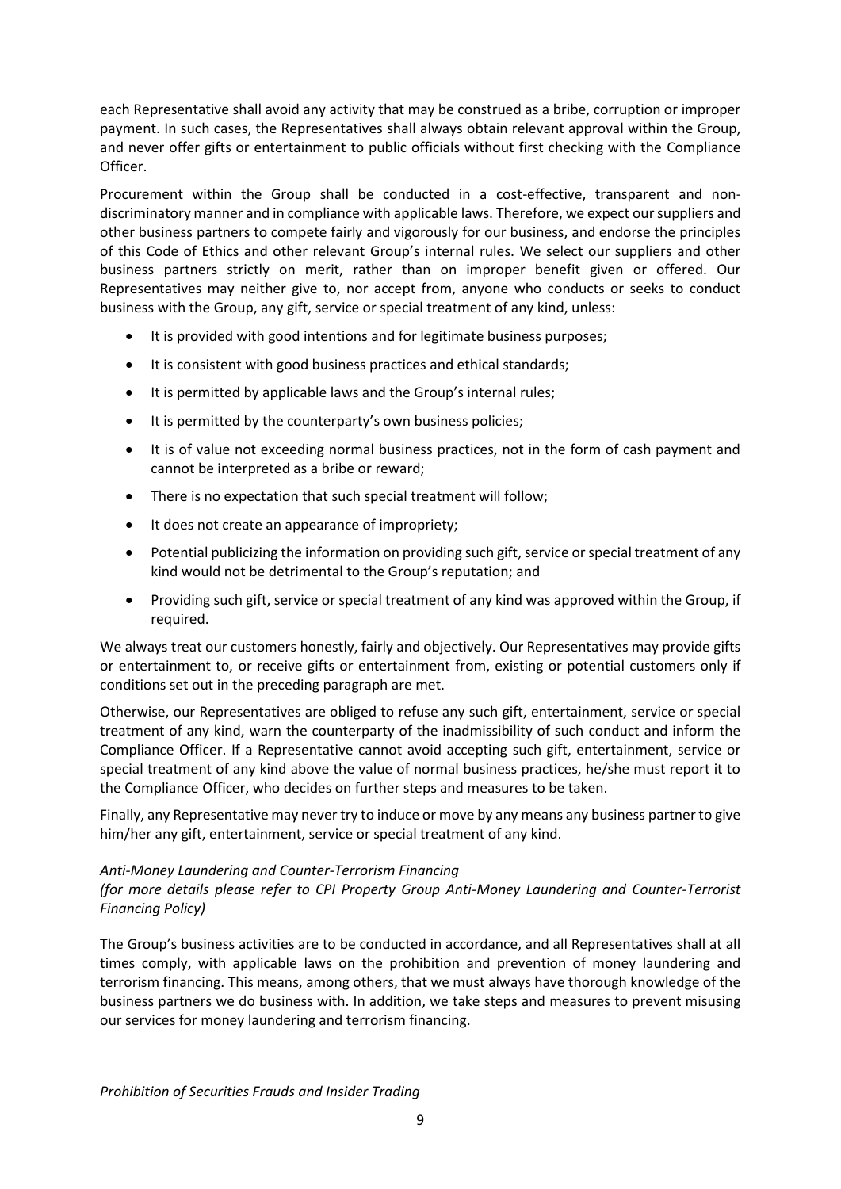each Representative shall avoid any activity that may be construed as a bribe, corruption or improper payment. In such cases, the Representatives shall always obtain relevant approval within the Group, and never offer gifts or entertainment to public officials without first checking with the Compliance Officer.

Procurement within the Group shall be conducted in a cost-effective, transparent and non-discriminatory manner and in compliance with applicable laws. Therefore, we expect our suppliers and other business partners to compete fairly and vigorously for our business, and endorse the principles of this Code of Ethics and other relevant Group's internal rules. We select our suppliers and other business partners strictly on merit, rather than on improper benefit given or offered. Our Representatives may neither give to, nor accept from, anyone who conducts or seeks to conduct business with the Group, any gift, service or special treatment of any kind, unless:

- It is provided with good intentions and for legitimate business purposes;
- It is consistent with good business practices and ethical standards;
- It is permitted by applicable laws and the Group's internal rules;
- It is permitted by the counterparty's own business policies;
- It is of value not exceeding normal business practices, not in the form of cash payment and cannot be interpreted as a bribe or reward;
- There is no expectation that such special treatment will follow;
- It does not create an appearance of impropriety;
- Potential publicizing the information on providing such gift, service or special treatment of any kind would not be detrimental to the Group's reputation; and
- Providing such gift, service or special treatment of any kind was approved within the Group, if required.

We always treat our customers honestly, fairly and objectively. Our Representatives may provide gifts or entertainment to, or receive gifts or entertainment from, existing or potential customers only if conditions set out in the preceding paragraph are met.

Otherwise, our Representatives are obliged to refuse any such gift, entertainment, service or special treatment of any kind, warn the counterparty of the inadmissibility of such conduct and inform the Compliance Officer. If a Representative cannot avoid accepting such gift, entertainment, service or special treatment of any kind above the value of normal business practices, he/she must report it to the Compliance Officer, who decides on further steps and measures to be taken.

Finally, any Representative may never try to induce or move by any means any business partner to give him/her any gift, entertainment, service or special treatment of any kind.

*Anti-Money Laundering and Counter-Terrorism Financing*
*(for more details please refer to CPI Property Group Anti-Money Laundering and Counter-Terrorist Financing Policy)*

The Group's business activities are to be conducted in accordance, and all Representatives shall at all times comply, with applicable laws on the prohibition and prevention of money laundering and terrorism financing. This means, among others, that we must always have thorough knowledge of the business partners we do business with. In addition, we take steps and measures to prevent misusing our services for money laundering and terrorism financing.

*Prohibition of Securities Frauds and Insider Trading*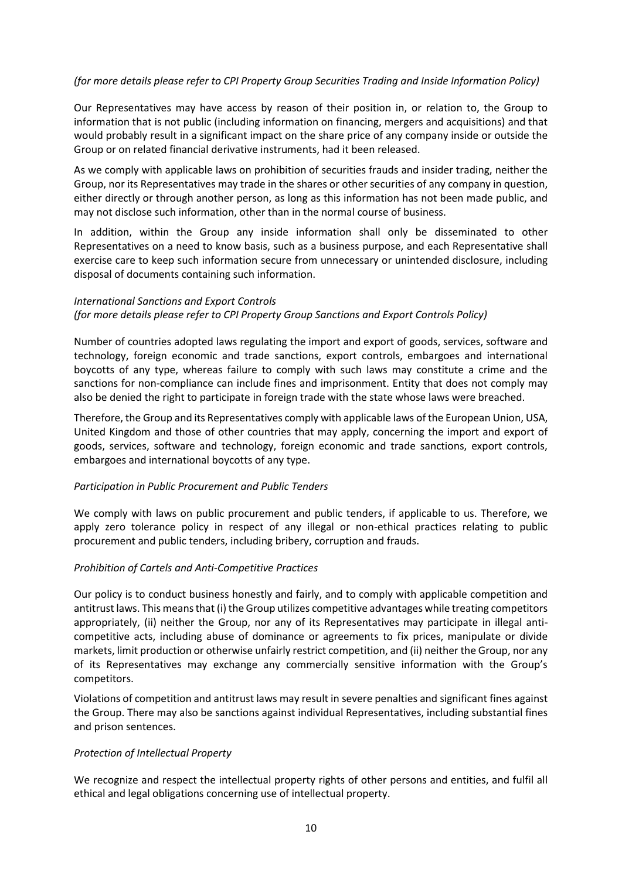*(for more details please refer to CPI Property Group Securities Trading and Inside Information Policy)*

Our Representatives may have access by reason of their position in, or relation to, the Group to information that is not public (including information on financing, mergers and acquisitions) and that would probably result in a significant impact on the share price of any company inside or outside the Group or on related financial derivative instruments, had it been released.

As we comply with applicable laws on prohibition of securities frauds and insider trading, neither the Group, nor its Representatives may trade in the shares or other securities of any company in question, either directly or through another person, as long as this information has not been made public, and may not disclose such information, other than in the normal course of business.

In addition, within the Group any inside information shall only be disseminated to other Representatives on a need to know basis, such as a business purpose, and each Representative shall exercise care to keep such information secure from unnecessary or unintended disclosure, including disposal of documents containing such information.

*International Sanctions and Export Controls*
*(for more details please refer to CPI Property Group Sanctions and Export Controls Policy)*

Number of countries adopted laws regulating the import and export of goods, services, software and technology, foreign economic and trade sanctions, export controls, embargoes and international boycotts of any type, whereas failure to comply with such laws may constitute a crime and the sanctions for non-compliance can include fines and imprisonment. Entity that does not comply may also be denied the right to participate in foreign trade with the state whose laws were breached.

Therefore, the Group and its Representatives comply with applicable laws of the European Union, USA, United Kingdom and those of other countries that may apply, concerning the import and export of goods, services, software and technology, foreign economic and trade sanctions, export controls, embargoes and international boycotts of any type.

*Participation in Public Procurement and Public Tenders*

We comply with laws on public procurement and public tenders, if applicable to us. Therefore, we apply zero tolerance policy in respect of any illegal or non-ethical practices relating to public procurement and public tenders, including bribery, corruption and frauds.

*Prohibition of Cartels and Anti-Competitive Practices*

Our policy is to conduct business honestly and fairly, and to comply with applicable competition and antitrust laws. This means that (i) the Group utilizes competitive advantages while treating competitors appropriately, (ii) neither the Group, nor any of its Representatives may participate in illegal anti-competitive acts, including abuse of dominance or agreements to fix prices, manipulate or divide markets, limit production or otherwise unfairly restrict competition, and (ii) neither the Group, nor any of its Representatives may exchange any commercially sensitive information with the Group's competitors.

Violations of competition and antitrust laws may result in severe penalties and significant fines against the Group. There may also be sanctions against individual Representatives, including substantial fines and prison sentences.

*Protection of Intellectual Property*

We recognize and respect the intellectual property rights of other persons and entities, and fulfil all ethical and legal obligations concerning use of intellectual property.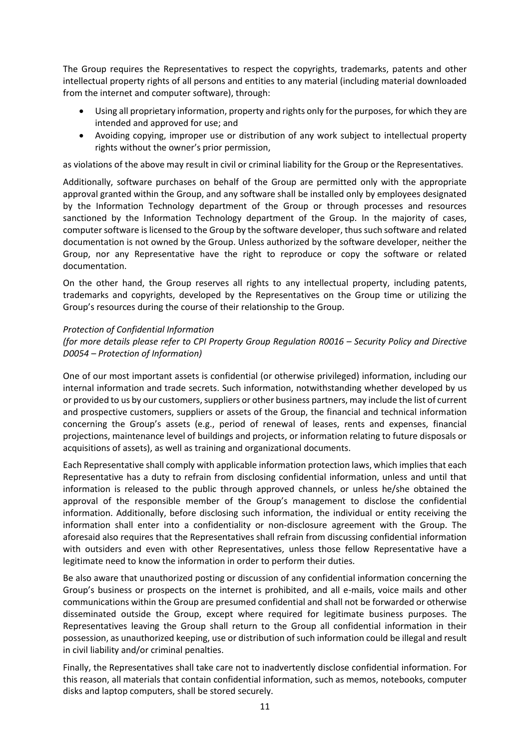The Group requires the Representatives to respect the copyrights, trademarks, patents and other intellectual property rights of all persons and entities to any material (including material downloaded from the internet and computer software), through:

- Using all proprietary information, property and rights only for the purposes, for which they are intended and approved for use; and
- Avoiding copying, improper use or distribution of any work subject to intellectual property rights without the owner's prior permission,

as violations of the above may result in civil or criminal liability for the Group or the Representatives.

Additionally, software purchases on behalf of the Group are permitted only with the appropriate approval granted within the Group, and any software shall be installed only by employees designated by the Information Technology department of the Group or through processes and resources sanctioned by the Information Technology department of the Group. In the majority of cases, computer software is licensed to the Group by the software developer, thus such software and related documentation is not owned by the Group. Unless authorized by the software developer, neither the Group, nor any Representative have the right to reproduce or copy the software or related documentation.

On the other hand, the Group reserves all rights to any intellectual property, including patents, trademarks and copyrights, developed by the Representatives on the Group time or utilizing the Group's resources during the course of their relationship to the Group.

*Protection of Confidential Information*

*(for more details please refer to CPI Property Group Regulation R0016 – Security Policy and Directive D0054 – Protection of Information)*

One of our most important assets is confidential (or otherwise privileged) information, including our internal information and trade secrets. Such information, notwithstanding whether developed by us or provided to us by our customers, suppliers or other business partners, may include the list of current and prospective customers, suppliers or assets of the Group, the financial and technical information concerning the Group's assets (e.g., period of renewal of leases, rents and expenses, financial projections, maintenance level of buildings and projects, or information relating to future disposals or acquisitions of assets), as well as training and organizational documents.

Each Representative shall comply with applicable information protection laws, which implies that each Representative has a duty to refrain from disclosing confidential information, unless and until that information is released to the public through approved channels, or unless he/she obtained the approval of the responsible member of the Group's management to disclose the confidential information. Additionally, before disclosing such information, the individual or entity receiving the information shall enter into a confidentiality or non-disclosure agreement with the Group. The aforesaid also requires that the Representatives shall refrain from discussing confidential information with outsiders and even with other Representatives, unless those fellow Representative have a legitimate need to know the information in order to perform their duties.

Be also aware that unauthorized posting or discussion of any confidential information concerning the Group's business or prospects on the internet is prohibited, and all e-mails, voice mails and other communications within the Group are presumed confidential and shall not be forwarded or otherwise disseminated outside the Group, except where required for legitimate business purposes. The Representatives leaving the Group shall return to the Group all confidential information in their possession, as unauthorized keeping, use or distribution of such information could be illegal and result in civil liability and/or criminal penalties.

Finally, the Representatives shall take care not to inadvertently disclose confidential information. For this reason, all materials that contain confidential information, such as memos, notebooks, computer disks and laptop computers, shall be stored securely.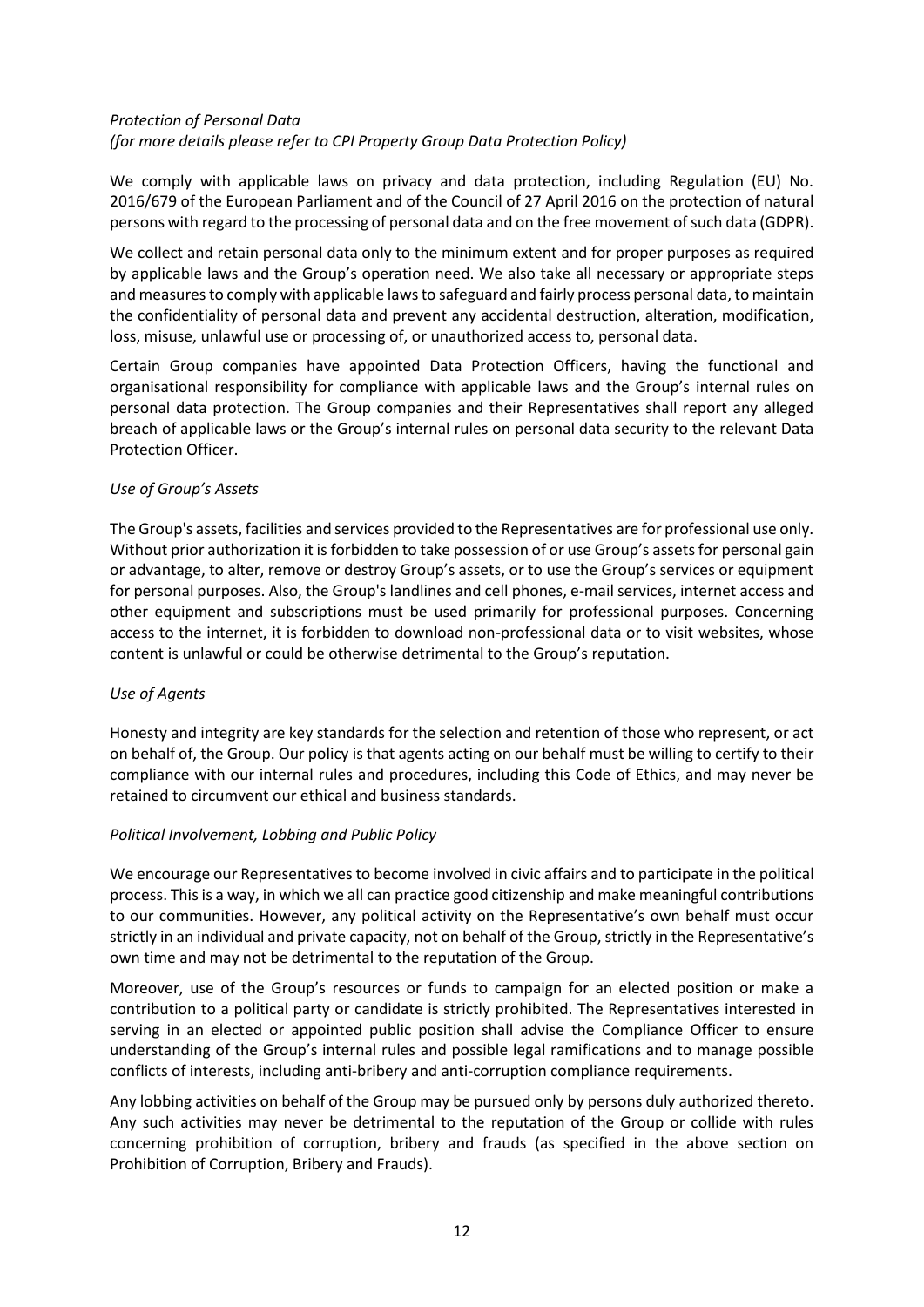*Protection of Personal Data*
*(for more details please refer to CPI Property Group Data Protection Policy)*

We comply with applicable laws on privacy and data protection, including Regulation (EU) No. 2016/679 of the European Parliament and of the Council of 27 April 2016 on the protection of natural persons with regard to the processing of personal data and on the free movement of such data (GDPR).

We collect and retain personal data only to the minimum extent and for proper purposes as required by applicable laws and the Group's operation need. We also take all necessary or appropriate steps and measures to comply with applicable laws to safeguard and fairly process personal data, to maintain the confidentiality of personal data and prevent any accidental destruction, alteration, modification, loss, misuse, unlawful use or processing of, or unauthorized access to, personal data.

Certain Group companies have appointed Data Protection Officers, having the functional and organisational responsibility for compliance with applicable laws and the Group's internal rules on personal data protection. The Group companies and their Representatives shall report any alleged breach of applicable laws or the Group's internal rules on personal data security to the relevant Data Protection Officer.

*Use of Group's Assets*

The Group's assets, facilities and services provided to the Representatives are for professional use only. Without prior authorization it is forbidden to take possession of or use Group's assets for personal gain or advantage, to alter, remove or destroy Group's assets, or to use the Group's services or equipment for personal purposes. Also, the Group's landlines and cell phones, e-mail services, internet access and other equipment and subscriptions must be used primarily for professional purposes. Concerning access to the internet, it is forbidden to download non-professional data or to visit websites, whose content is unlawful or could be otherwise detrimental to the Group's reputation.

*Use of Agents*

Honesty and integrity are key standards for the selection and retention of those who represent, or act on behalf of, the Group. Our policy is that agents acting on our behalf must be willing to certify to their compliance with our internal rules and procedures, including this Code of Ethics, and may never be retained to circumvent our ethical and business standards.

*Political Involvement, Lobbing and Public Policy*

We encourage our Representatives to become involved in civic affairs and to participate in the political process. This is a way, in which we all can practice good citizenship and make meaningful contributions to our communities. However, any political activity on the Representative's own behalf must occur strictly in an individual and private capacity, not on behalf of the Group, strictly in the Representative's own time and may not be detrimental to the reputation of the Group.

Moreover, use of the Group's resources or funds to campaign for an elected position or make a contribution to a political party or candidate is strictly prohibited. The Representatives interested in serving in an elected or appointed public position shall advise the Compliance Officer to ensure understanding of the Group's internal rules and possible legal ramifications and to manage possible conflicts of interests, including anti-bribery and anti-corruption compliance requirements.

Any lobbing activities on behalf of the Group may be pursued only by persons duly authorized thereto. Any such activities may never be detrimental to the reputation of the Group or collide with rules concerning prohibition of corruption, bribery and frauds (as specified in the above section on Prohibition of Corruption, Bribery and Frauds).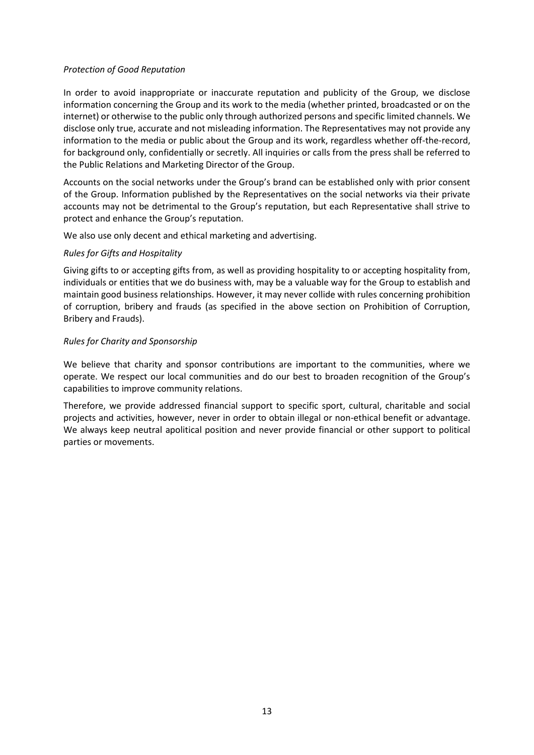*Protection of Good Reputation*

In order to avoid inappropriate or inaccurate reputation and publicity of the Group, we disclose information concerning the Group and its work to the media (whether printed, broadcasted or on the internet) or otherwise to the public only through authorized persons and specific limited channels. We disclose only true, accurate and not misleading information. The Representatives may not provide any information to the media or public about the Group and its work, regardless whether off-the-record, for background only, confidentially or secretly. All inquiries or calls from the press shall be referred to the Public Relations and Marketing Director of the Group.

Accounts on the social networks under the Group's brand can be established only with prior consent of the Group. Information published by the Representatives on the social networks via their private accounts may not be detrimental to the Group's reputation, but each Representative shall strive to protect and enhance the Group's reputation.

We also use only decent and ethical marketing and advertising.

*Rules for Gifts and Hospitality*

Giving gifts to or accepting gifts from, as well as providing hospitality to or accepting hospitality from, individuals or entities that we do business with, may be a valuable way for the Group to establish and maintain good business relationships. However, it may never collide with rules concerning prohibition of corruption, bribery and frauds (as specified in the above section on Prohibition of Corruption, Bribery and Frauds).

*Rules for Charity and Sponsorship*

We believe that charity and sponsor contributions are important to the communities, where we operate. We respect our local communities and do our best to broaden recognition of the Group's capabilities to improve community relations.

Therefore, we provide addressed financial support to specific sport, cultural, charitable and social projects and activities, however, never in order to obtain illegal or non-ethical benefit or advantage. We always keep neutral apolitical position and never provide financial or other support to political parties or movements.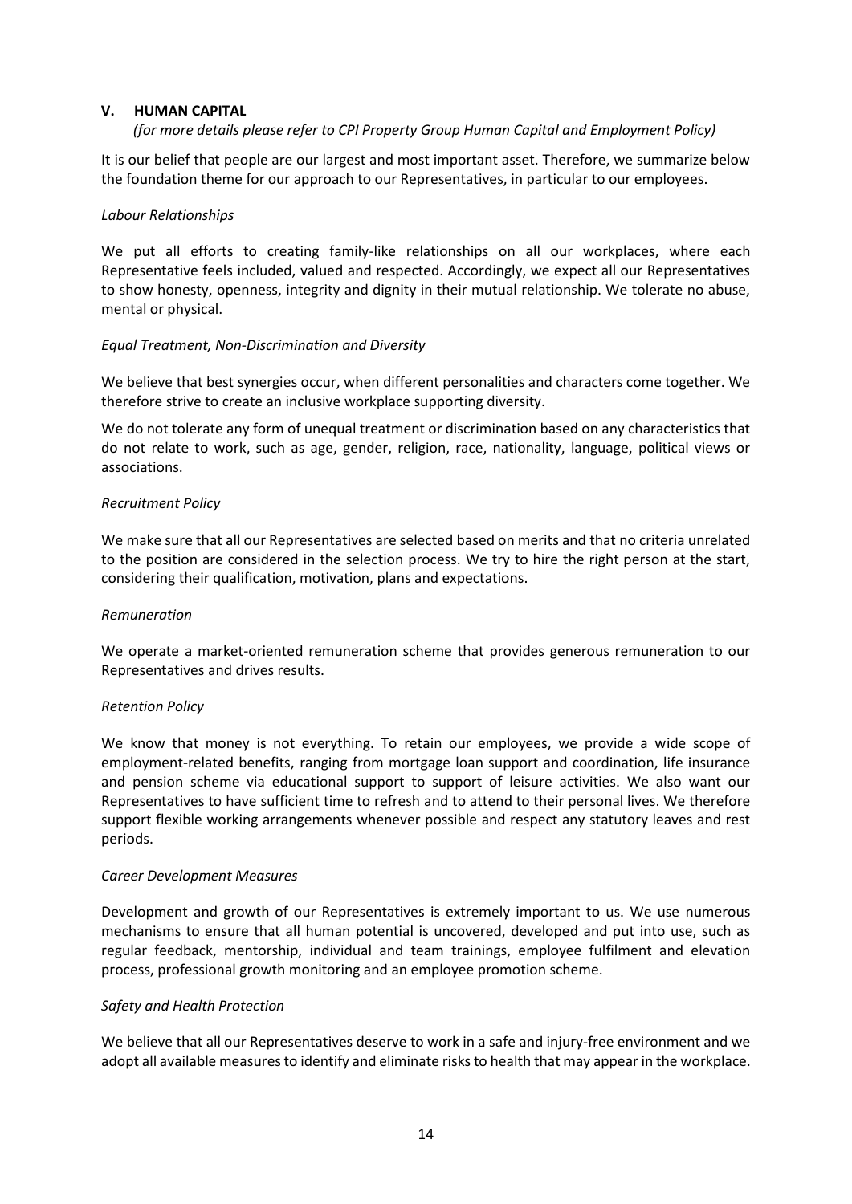## V. HUMAN CAPITAL

*(for more details please refer to CPI Property Group Human Capital and Employment Policy)*

It is our belief that people are our largest and most important asset. Therefore, we summarize below the foundation theme for our approach to our Representatives, in particular to our employees.

*Labour Relationships*

We put all efforts to creating family-like relationships on all our workplaces, where each Representative feels included, valued and respected. Accordingly, we expect all our Representatives to show honesty, openness, integrity and dignity in their mutual relationship. We tolerate no abuse, mental or physical.

*Equal Treatment, Non-Discrimination and Diversity*

We believe that best synergies occur, when different personalities and characters come together. We therefore strive to create an inclusive workplace supporting diversity.

We do not tolerate any form of unequal treatment or discrimination based on any characteristics that do not relate to work, such as age, gender, religion, race, nationality, language, political views or associations.

*Recruitment Policy*

We make sure that all our Representatives are selected based on merits and that no criteria unrelated to the position are considered in the selection process. We try to hire the right person at the start, considering their qualification, motivation, plans and expectations.

*Remuneration*

We operate a market-oriented remuneration scheme that provides generous remuneration to our Representatives and drives results.

*Retention Policy*

We know that money is not everything. To retain our employees, we provide a wide scope of employment-related benefits, ranging from mortgage loan support and coordination, life insurance and pension scheme via educational support to support of leisure activities. We also want our Representatives to have sufficient time to refresh and to attend to their personal lives. We therefore support flexible working arrangements whenever possible and respect any statutory leaves and rest periods.

*Career Development Measures*

Development and growth of our Representatives is extremely important to us. We use numerous mechanisms to ensure that all human potential is uncovered, developed and put into use, such as regular feedback, mentorship, individual and team trainings, employee fulfilment and elevation process, professional growth monitoring and an employee promotion scheme.

*Safety and Health Protection*

We believe that all our Representatives deserve to work in a safe and injury-free environment and we adopt all available measures to identify and eliminate risks to health that may appear in the workplace.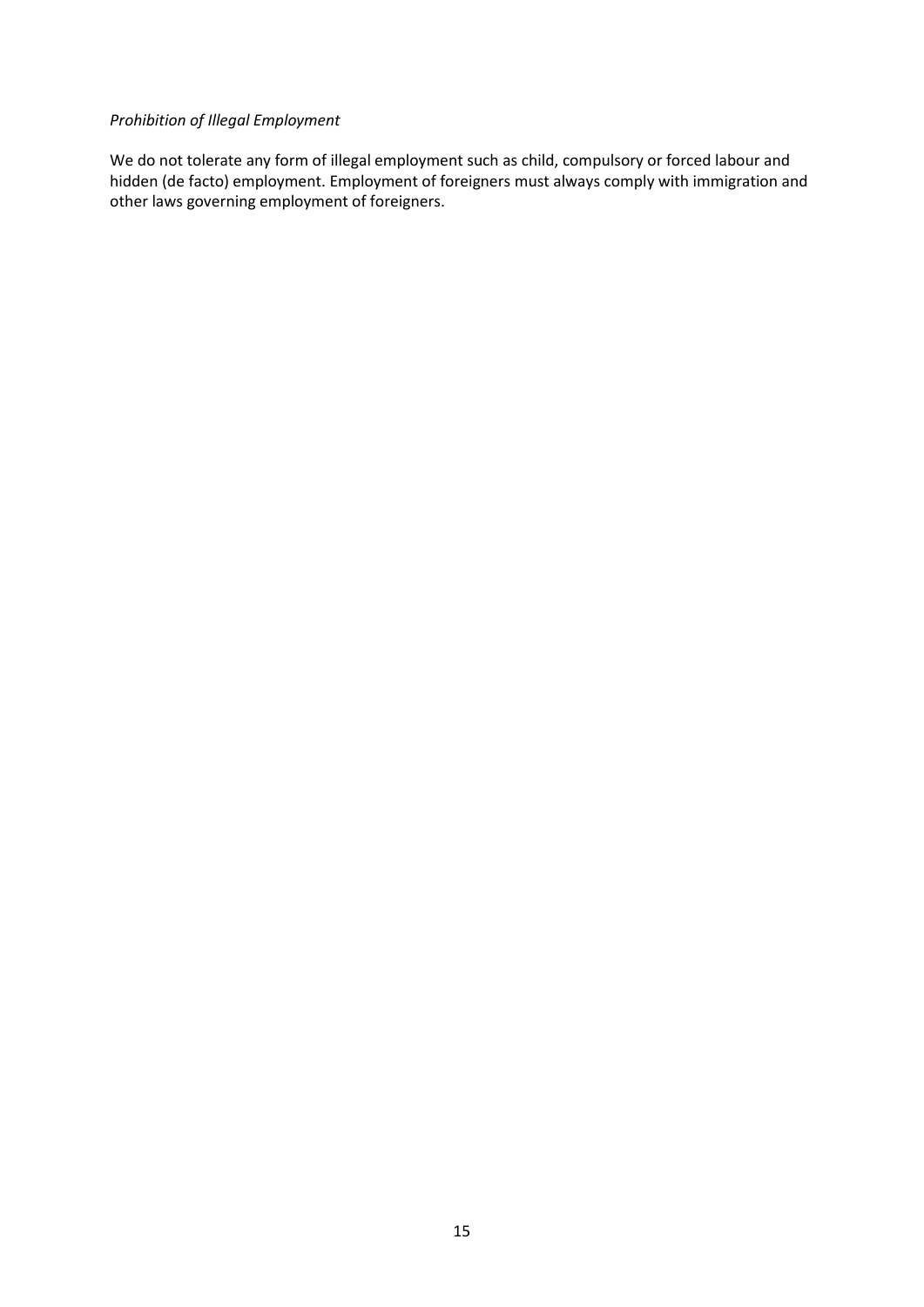*Prohibition of Illegal Employment*

We do not tolerate any form of illegal employment such as child, compulsory or forced labour and hidden (de facto) employment. Employment of foreigners must always comply with immigration and other laws governing employment of foreigners.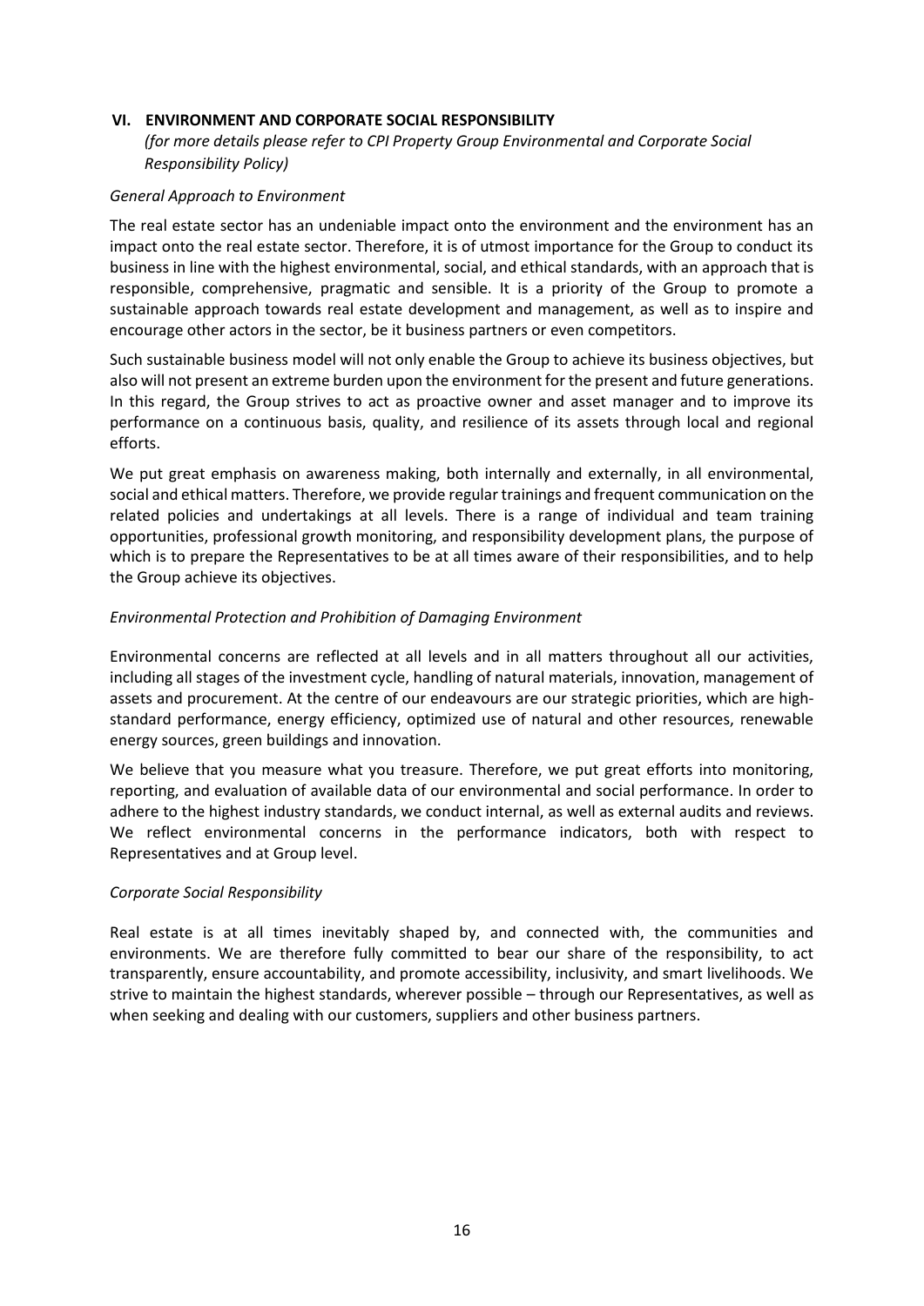## VI. ENVIRONMENT AND CORPORATE SOCIAL RESPONSIBILITY

*(for more details please refer to CPI Property Group Environmental and Corporate Social Responsibility Policy)*

*General Approach to Environment*

The real estate sector has an undeniable impact onto the environment and the environment has an impact onto the real estate sector. Therefore, it is of utmost importance for the Group to conduct its business in line with the highest environmental, social, and ethical standards, with an approach that is responsible, comprehensive, pragmatic and sensible. It is a priority of the Group to promote a sustainable approach towards real estate development and management, as well as to inspire and encourage other actors in the sector, be it business partners or even competitors.

Such sustainable business model will not only enable the Group to achieve its business objectives, but also will not present an extreme burden upon the environment for the present and future generations. In this regard, the Group strives to act as proactive owner and asset manager and to improve its performance on a continuous basis, quality, and resilience of its assets through local and regional efforts.

We put great emphasis on awareness making, both internally and externally, in all environmental, social and ethical matters. Therefore, we provide regular trainings and frequent communication on the related policies and undertakings at all levels. There is a range of individual and team training opportunities, professional growth monitoring, and responsibility development plans, the purpose of which is to prepare the Representatives to be at all times aware of their responsibilities, and to help the Group achieve its objectives.

*Environmental Protection and Prohibition of Damaging Environment*

Environmental concerns are reflected at all levels and in all matters throughout all our activities, including all stages of the investment cycle, handling of natural materials, innovation, management of assets and procurement. At the centre of our endeavours are our strategic priorities, which are high-standard performance, energy efficiency, optimized use of natural and other resources, renewable energy sources, green buildings and innovation.

We believe that you measure what you treasure. Therefore, we put great efforts into monitoring, reporting, and evaluation of available data of our environmental and social performance. In order to adhere to the highest industry standards, we conduct internal, as well as external audits and reviews. We reflect environmental concerns in the performance indicators, both with respect to Representatives and at Group level.

*Corporate Social Responsibility*

Real estate is at all times inevitably shaped by, and connected with, the communities and environments. We are therefore fully committed to bear our share of the responsibility, to act transparently, ensure accountability, and promote accessibility, inclusivity, and smart livelihoods. We strive to maintain the highest standards, wherever possible – through our Representatives, as well as when seeking and dealing with our customers, suppliers and other business partners.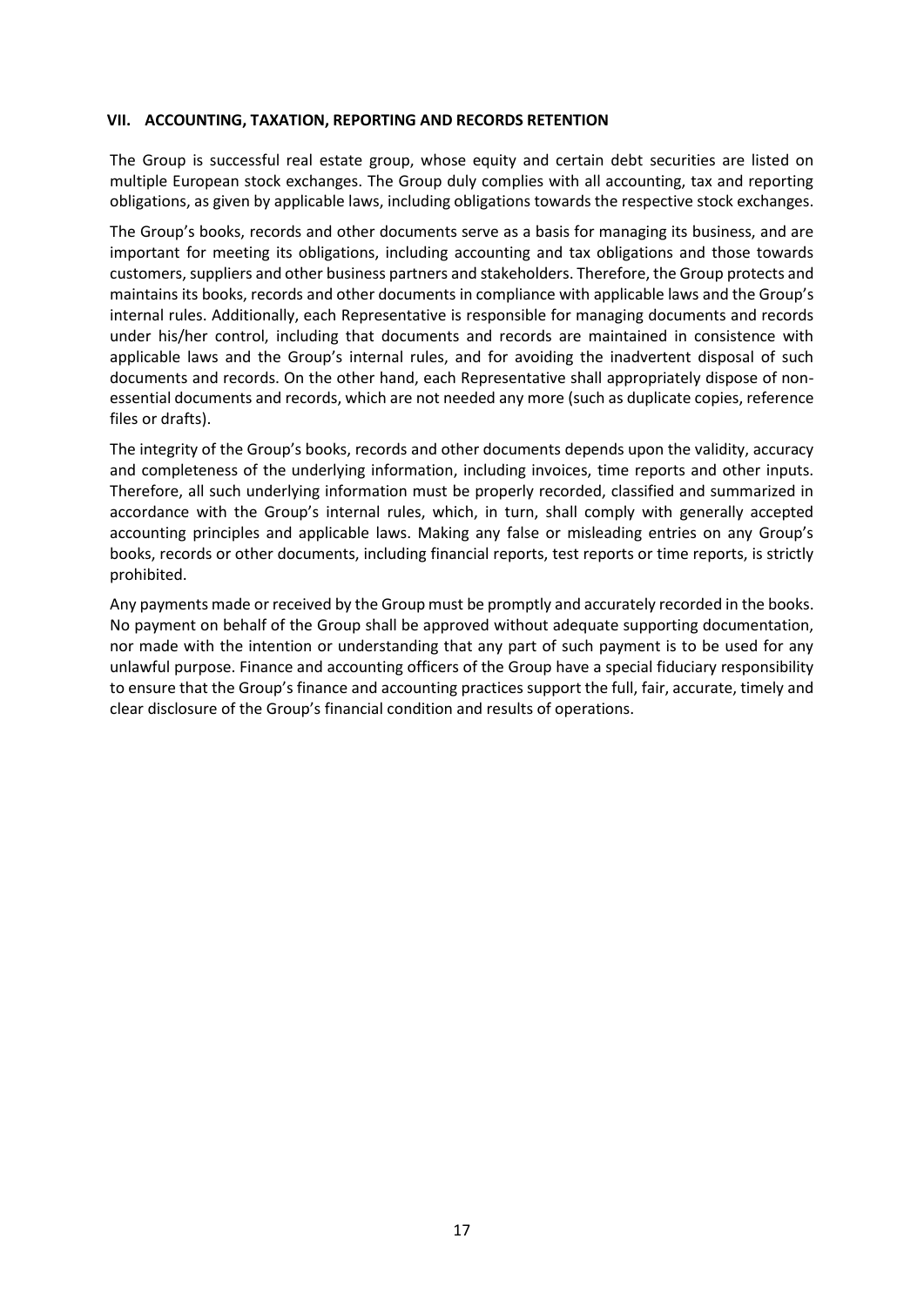## VII. ACCOUNTING, TAXATION, REPORTING AND RECORDS RETENTION

The Group is successful real estate group, whose equity and certain debt securities are listed on multiple European stock exchanges. The Group duly complies with all accounting, tax and reporting obligations, as given by applicable laws, including obligations towards the respective stock exchanges.

The Group's books, records and other documents serve as a basis for managing its business, and are important for meeting its obligations, including accounting and tax obligations and those towards customers, suppliers and other business partners and stakeholders. Therefore, the Group protects and maintains its books, records and other documents in compliance with applicable laws and the Group's internal rules. Additionally, each Representative is responsible for managing documents and records under his/her control, including that documents and records are maintained in consistence with applicable laws and the Group's internal rules, and for avoiding the inadvertent disposal of such documents and records. On the other hand, each Representative shall appropriately dispose of non-essential documents and records, which are not needed any more (such as duplicate copies, reference files or drafts).

The integrity of the Group's books, records and other documents depends upon the validity, accuracy and completeness of the underlying information, including invoices, time reports and other inputs. Therefore, all such underlying information must be properly recorded, classified and summarized in accordance with the Group's internal rules, which, in turn, shall comply with generally accepted accounting principles and applicable laws. Making any false or misleading entries on any Group's books, records or other documents, including financial reports, test reports or time reports, is strictly prohibited.

Any payments made or received by the Group must be promptly and accurately recorded in the books. No payment on behalf of the Group shall be approved without adequate supporting documentation, nor made with the intention or understanding that any part of such payment is to be used for any unlawful purpose. Finance and accounting officers of the Group have a special fiduciary responsibility to ensure that the Group's finance and accounting practices support the full, fair, accurate, timely and clear disclosure of the Group's financial condition and results of operations.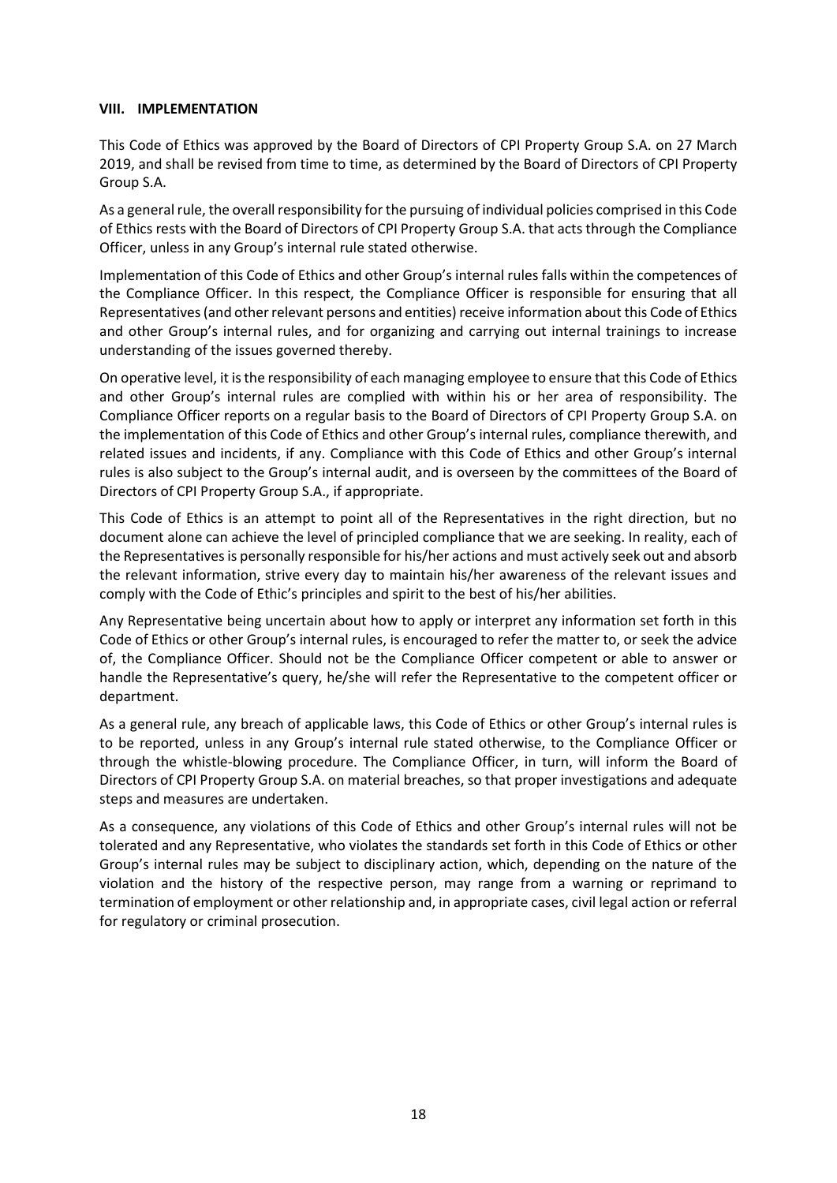## VIII. IMPLEMENTATION

This Code of Ethics was approved by the Board of Directors of CPI Property Group S.A. on 27 March 2019, and shall be revised from time to time, as determined by the Board of Directors of CPI Property Group S.A.

As a general rule, the overall responsibility for the pursuing of individual policies comprised in this Code of Ethics rests with the Board of Directors of CPI Property Group S.A. that acts through the Compliance Officer, unless in any Group's internal rule stated otherwise.

Implementation of this Code of Ethics and other Group's internal rules falls within the competences of the Compliance Officer. In this respect, the Compliance Officer is responsible for ensuring that all Representatives (and other relevant persons and entities) receive information about this Code of Ethics and other Group's internal rules, and for organizing and carrying out internal trainings to increase understanding of the issues governed thereby.

On operative level, it is the responsibility of each managing employee to ensure that this Code of Ethics and other Group's internal rules are complied with within his or her area of responsibility. The Compliance Officer reports on a regular basis to the Board of Directors of CPI Property Group S.A. on the implementation of this Code of Ethics and other Group's internal rules, compliance therewith, and related issues and incidents, if any. Compliance with this Code of Ethics and other Group's internal rules is also subject to the Group's internal audit, and is overseen by the committees of the Board of Directors of CPI Property Group S.A., if appropriate.

This Code of Ethics is an attempt to point all of the Representatives in the right direction, but no document alone can achieve the level of principled compliance that we are seeking. In reality, each of the Representatives is personally responsible for his/her actions and must actively seek out and absorb the relevant information, strive every day to maintain his/her awareness of the relevant issues and comply with the Code of Ethic's principles and spirit to the best of his/her abilities.

Any Representative being uncertain about how to apply or interpret any information set forth in this Code of Ethics or other Group's internal rules, is encouraged to refer the matter to, or seek the advice of, the Compliance Officer. Should not be the Compliance Officer competent or able to answer or handle the Representative's query, he/she will refer the Representative to the competent officer or department.

As a general rule, any breach of applicable laws, this Code of Ethics or other Group's internal rules is to be reported, unless in any Group's internal rule stated otherwise, to the Compliance Officer or through the whistle-blowing procedure. The Compliance Officer, in turn, will inform the Board of Directors of CPI Property Group S.A. on material breaches, so that proper investigations and adequate steps and measures are undertaken.

As a consequence, any violations of this Code of Ethics and other Group's internal rules will not be tolerated and any Representative, who violates the standards set forth in this Code of Ethics or other Group's internal rules may be subject to disciplinary action, which, depending on the nature of the violation and the history of the respective person, may range from a warning or reprimand to termination of employment or other relationship and, in appropriate cases, civil legal action or referral for regulatory or criminal prosecution.